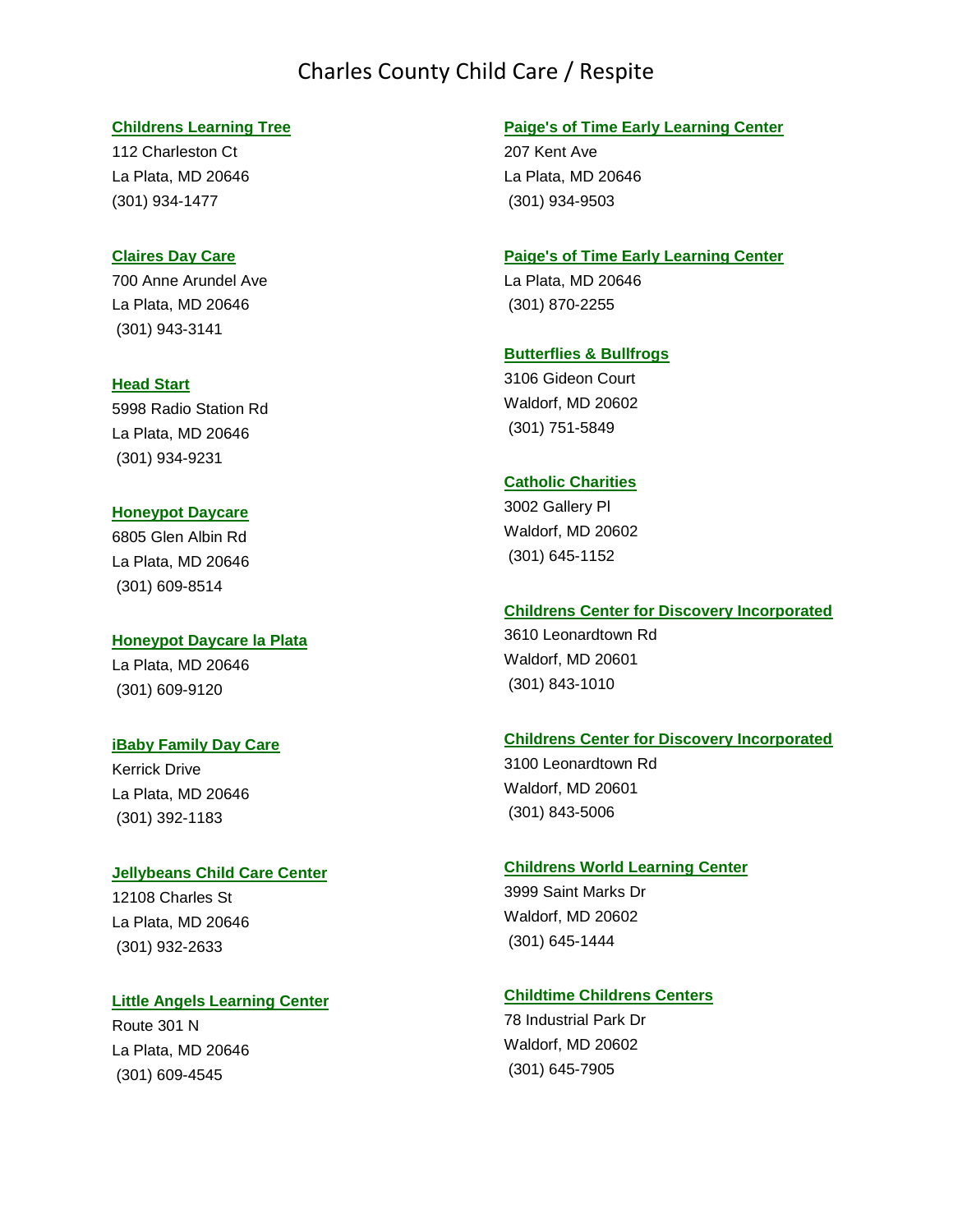# Charles County Child Care / Respite

**Childrens Learning Tree**
112 Charleston Ct
La Plata, MD 20646
(301) 934-1477

**Claires Day Care**
700 Anne Arundel Ave
La Plata, MD 20646
(301) 943-3141

**Head Start**
5998 Radio Station Rd
La Plata, MD 20646
(301) 934-9231

**Honeypot Daycare**
6805 Glen Albin Rd
La Plata, MD 20646
(301) 609-8514

**Honeypot Daycare la Plata**
La Plata, MD 20646
(301) 609-9120

**iBaby Family Day Care**
Kerrick Drive
La Plata, MD 20646
(301) 392-1183

**Jellybeans Child Care Center**
12108 Charles St
La Plata, MD 20646
(301) 932-2633

**Little Angels Learning Center**
Route 301 N
La Plata, MD 20646
(301) 609-4545

**Paige's of Time Early Learning Center**
207 Kent Ave
La Plata, MD 20646
(301) 934-9503

**Paige's of Time Early Learning Center**
La Plata, MD 20646
(301) 870-2255

**Butterflies & Bullfrogs**
3106 Gideon Court
Waldorf, MD 20602
(301) 751-5849

**Catholic Charities**
3002 Gallery Pl
Waldorf, MD 20602
(301) 645-1152

**Childrens Center for Discovery Incorporated**
3610 Leonardtown Rd
Waldorf, MD 20601
(301) 843-1010

**Childrens Center for Discovery Incorporated**
3100 Leonardtown Rd
Waldorf, MD 20601
(301) 843-5006

**Childrens World Learning Center**
3999 Saint Marks Dr
Waldorf, MD 20602
(301) 645-1444

**Childtime Childrens Centers**
78 Industrial Park Dr
Waldorf, MD 20602
(301) 645-7905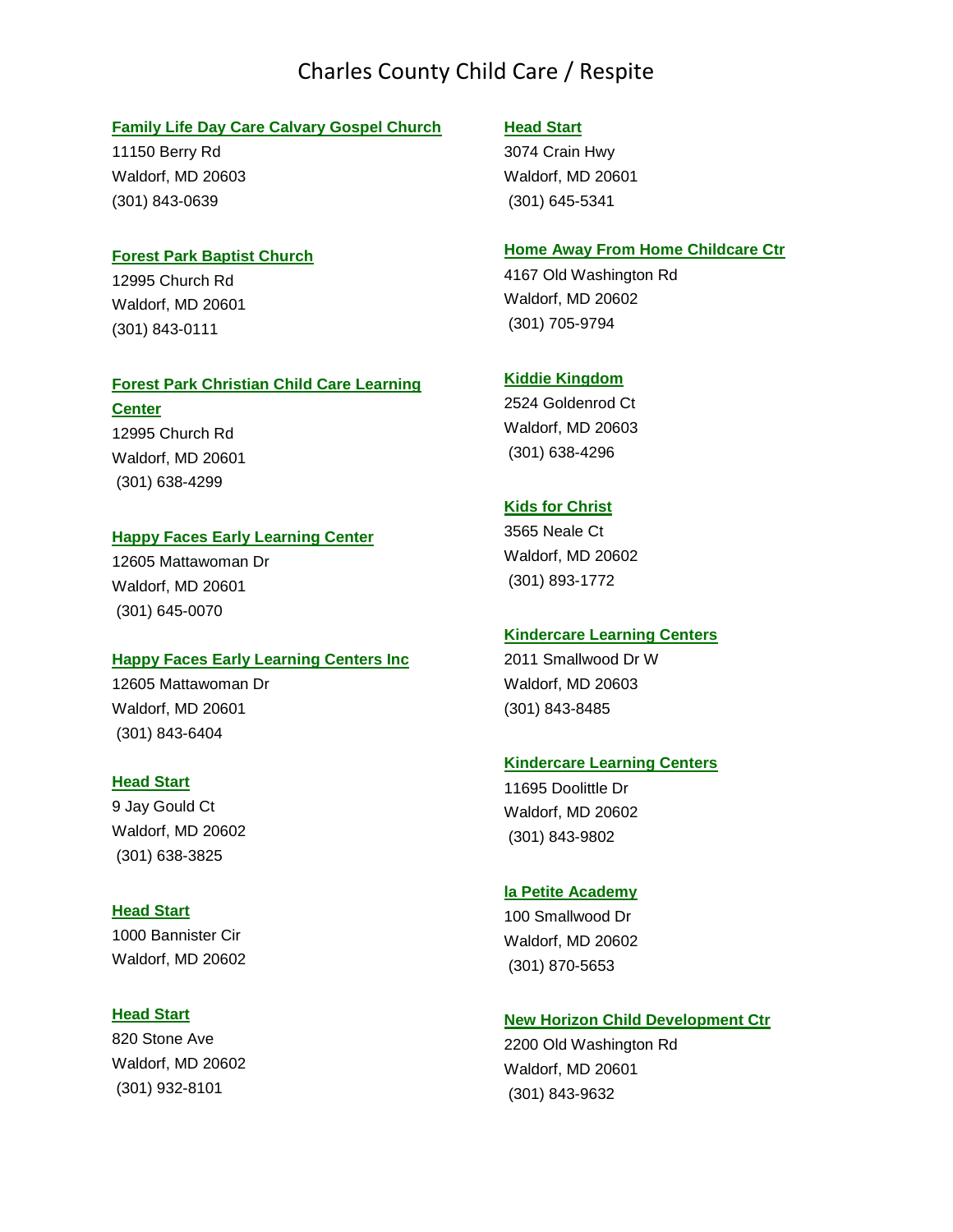# Charles County Child Care / Respite

**Family Life Day Care Calvary Gospel Church**
11150 Berry Rd
Waldorf, MD 20603
(301) 843-0639

**Forest Park Baptist Church**
12995 Church Rd
Waldorf, MD 20601
(301) 843-0111

**Forest Park Christian Child Care Learning Center**
12995 Church Rd
Waldorf, MD 20601
(301) 638-4299

**Happy Faces Early Learning Center**
12605 Mattawoman Dr
Waldorf, MD 20601
(301) 645-0070

**Happy Faces Early Learning Centers Inc**
12605 Mattawoman Dr
Waldorf, MD 20601
(301) 843-6404

**Head Start**
9 Jay Gould Ct
Waldorf, MD 20602
(301) 638-3825

**Head Start**
1000 Bannister Cir
Waldorf, MD 20602

**Head Start**
820 Stone Ave
Waldorf, MD 20602
(301) 932-8101

**Head Start**
3074 Crain Hwy
Waldorf, MD 20601
(301) 645-5341

**Home Away From Home Childcare Ctr**
4167 Old Washington Rd
Waldorf, MD 20602
(301) 705-9794

**Kiddie Kingdom**
2524 Goldenrod Ct
Waldorf, MD 20603
(301) 638-4296

**Kids for Christ**
3565 Neale Ct
Waldorf, MD 20602
(301) 893-1772

**Kindercare Learning Centers**
2011 Smallwood Dr W
Waldorf, MD 20603
(301) 843-8485

**Kindercare Learning Centers**
11695 Doolittle Dr
Waldorf, MD 20602
(301) 843-9802

**la Petite Academy**
100 Smallwood Dr
Waldorf, MD 20602
(301) 870-5653

**New Horizon Child Development Ctr**
2200 Old Washington Rd
Waldorf, MD 20601
(301) 843-9632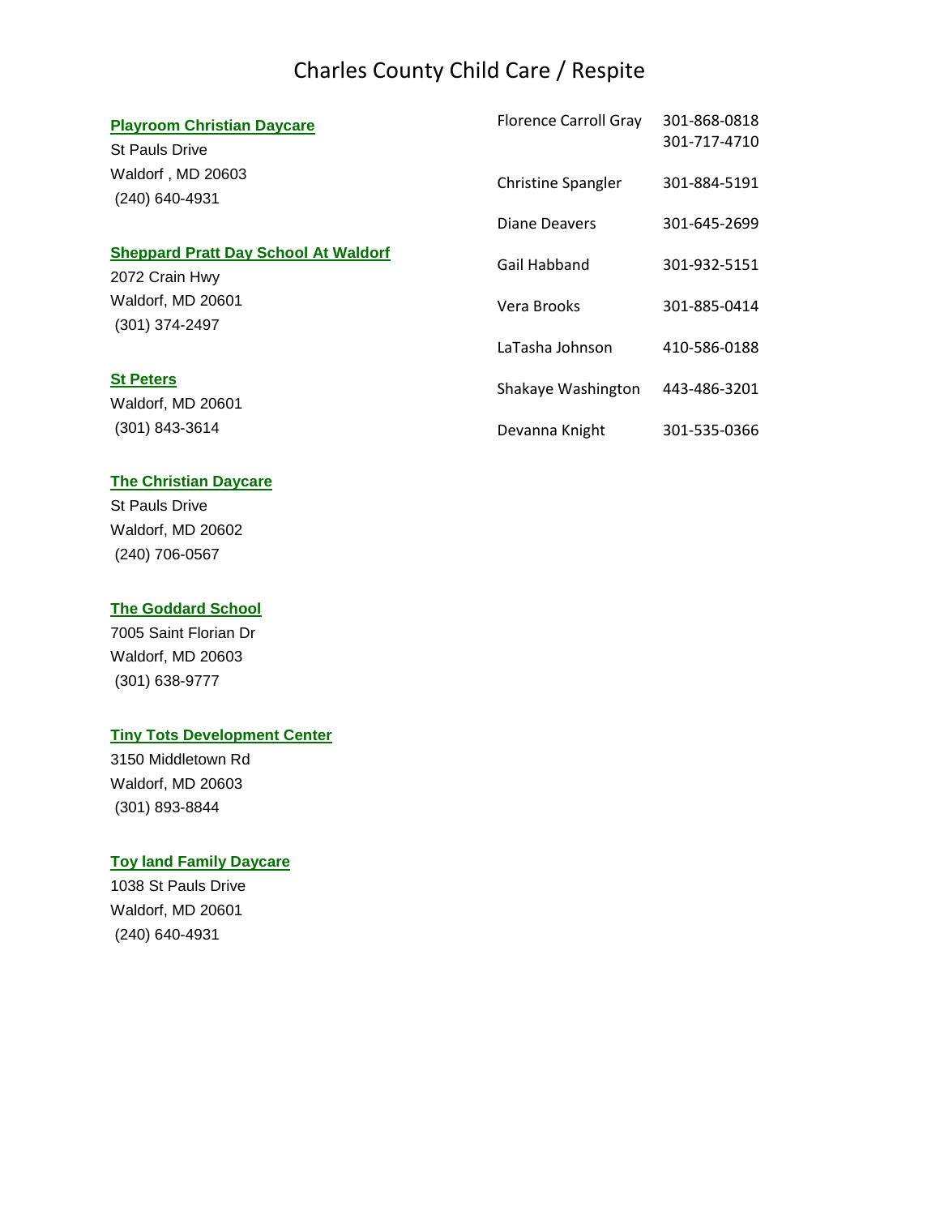# Charles County Child Care / Respite

**Playroom Christian Daycare**
St Pauls Drive
Waldorf , MD 20603
(240) 640-4931

**Sheppard Pratt Day School At Waldorf**
2072 Crain Hwy
Waldorf, MD 20601
(301) 374-2497

**St Peters**
Waldorf, MD 20601
(301) 843-3614

**The Christian Daycare**
St Pauls Drive
Waldorf, MD 20602
(240) 706-0567

**The Goddard School**
7005 Saint Florian Dr
Waldorf, MD 20603
(301) 638-9777

**Tiny Tots Development Center**
3150 Middletown Rd
Waldorf, MD 20603
(301) 893-8844

**Toy land Family Daycare**
1038 St Pauls Drive
Waldorf, MD 20601
(240) 640-4931

| | |
|---|---|
| Florence Carroll Gray | 301-868-0818<br>301-717-4710 |
| Christine Spangler | 301-884-5191 |
| Diane Deavers | 301-645-2699 |
| Gail Habband | 301-932-5151 |
| Vera Brooks | 301-885-0414 |
| LaTasha Johnson | 410-586-0188 |
| Shakaye Washington | 443-486-3201 |
| Devanna Knight | 301-535-0366 |